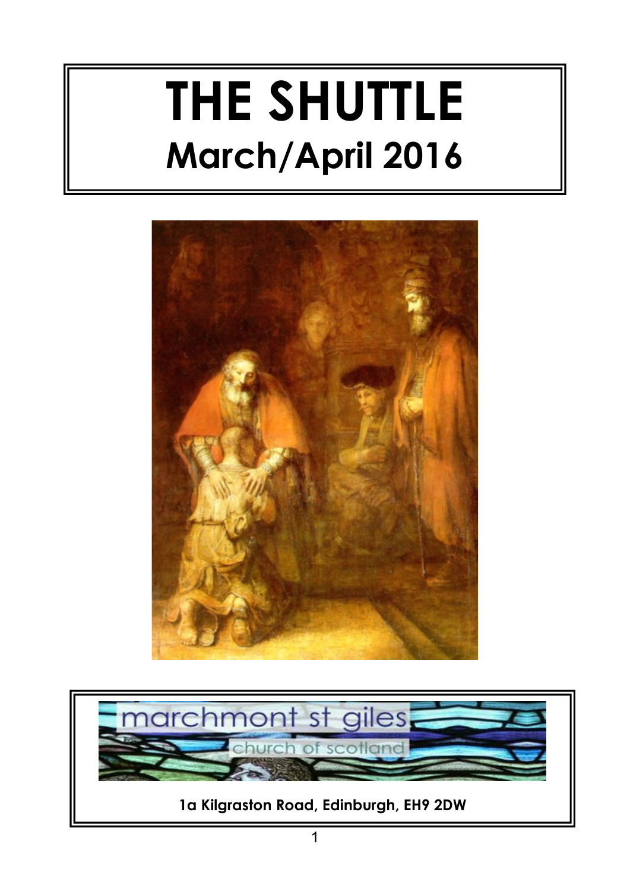# THE SHUTTLE

## March/April 2016

marchmont st giles

church of scotland

**1a Kilgraston Road, Edinburgh, EH9 2DW**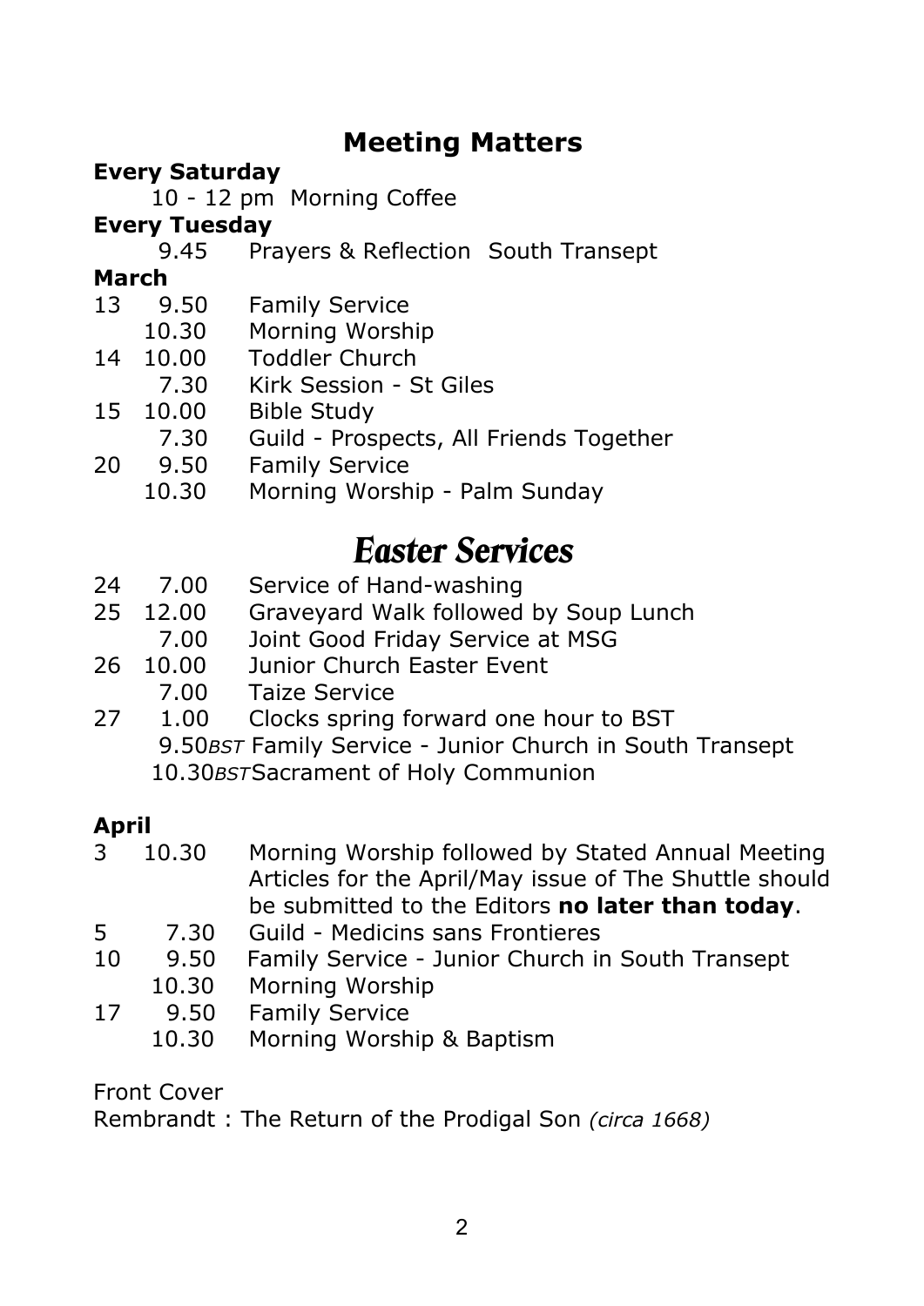# Meeting Matters

**Every Saturday**

10 - 12 pm Morning Coffee

**Every Tuesday**

9.45 Prayers & Reflection South Transept

**March**

| | | |
|---|---|---|
| 13 | 9.50 | Family Service |
| | 10.30 | Morning Worship |
| 14 | 10.00 | Toddler Church |
| | 7.30 | Kirk Session - St Giles |
| 15 | 10.00 | Bible Study |
| | 7.30 | Guild - Prospects, All Friends Together |
| 20 | 9.50 | Family Service |
| | 10.30 | Morning Worship - Palm Sunday |

## *Easter Services*

| | | |
|---|---|---|
| 24 | 7.00 | Service of Hand-washing |
| 25 | 12.00 | Graveyard Walk followed by Soup Lunch |
| | 7.00 | Joint Good Friday Service at MSG |
| 26 | 10.00 | Junior Church Easter Event |
| | 7.00 | Taize Service |
| 27 | 1.00 | Clocks spring forward one hour to BST |
| | 9.50*BST* | Family Service - Junior Church in South Transept |
| | 10.30*BST* | Sacrament of Holy Communion |

**April**

| | | |
|---|---|---|
| 3 | 10.30 | Morning Worship followed by Stated Annual Meeting<br>Articles for the April/May issue of The Shuttle should be submitted to the Editors **no later than today**. |
| 5 | 7.30 | Guild - Medicins sans Frontieres |
| 10 | 9.50 | Family Service - Junior Church in South Transept |
| | 10.30 | Morning Worship |
| 17 | 9.50 | Family Service |
| | 10.30 | Morning Worship & Baptism |

Front Cover

Rembrandt : The Return of the Prodigal Son *(circa 1668)*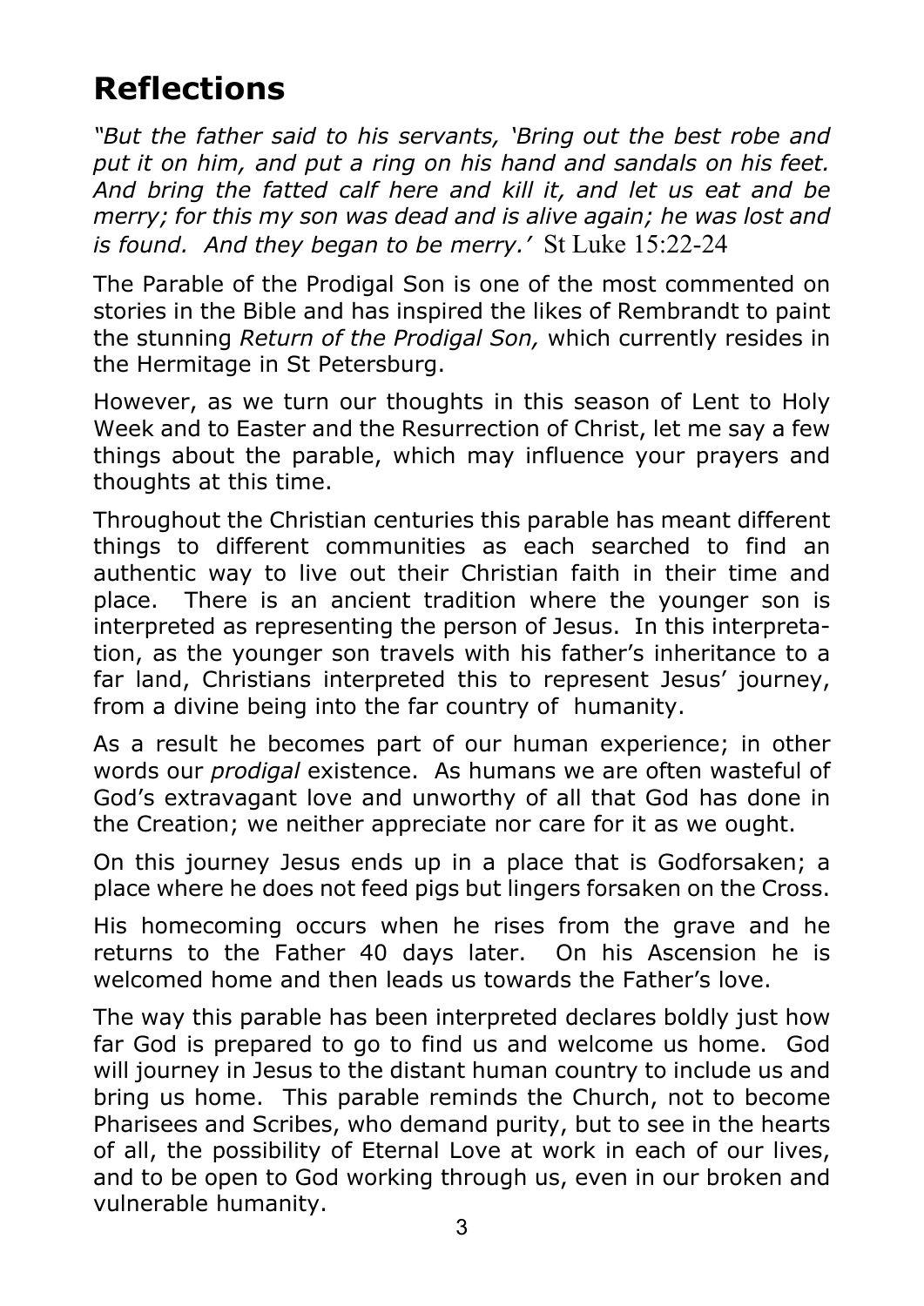# Reflections

*"But the father said to his servants, 'Bring out the best robe and put it on him, and put a ring on his hand and sandals on his feet. And bring the fatted calf here and kill it, and let us eat and be merry; for this my son was dead and is alive again; he was lost and is found. And they began to be merry.'* St Luke 15:22-24

The Parable of the Prodigal Son is one of the most commented on stories in the Bible and has inspired the likes of Rembrandt to paint the stunning *Return of the Prodigal Son,* which currently resides in the Hermitage in St Petersburg.

However, as we turn our thoughts in this season of Lent to Holy Week and to Easter and the Resurrection of Christ, let me say a few things about the parable, which may influence your prayers and thoughts at this time.

Throughout the Christian centuries this parable has meant different things to different communities as each searched to find an authentic way to live out their Christian faith in their time and place. There is an ancient tradition where the younger son is interpreted as representing the person of Jesus. In this interpretation, as the younger son travels with his father's inheritance to a far land, Christians interpreted this to represent Jesus' journey, from a divine being into the far country of humanity.

As a result he becomes part of our human experience; in other words our *prodigal* existence. As humans we are often wasteful of God's extravagant love and unworthy of all that God has done in the Creation; we neither appreciate nor care for it as we ought.

On this journey Jesus ends up in a place that is Godforsaken; a place where he does not feed pigs but lingers forsaken on the Cross.

His homecoming occurs when he rises from the grave and he returns to the Father 40 days later. On his Ascension he is welcomed home and then leads us towards the Father's love.

The way this parable has been interpreted declares boldly just how far God is prepared to go to find us and welcome us home. God will journey in Jesus to the distant human country to include us and bring us home. This parable reminds the Church, not to become Pharisees and Scribes, who demand purity, but to see in the hearts of all, the possibility of Eternal Love at work in each of our lives, and to be open to God working through us, even in our broken and vulnerable humanity.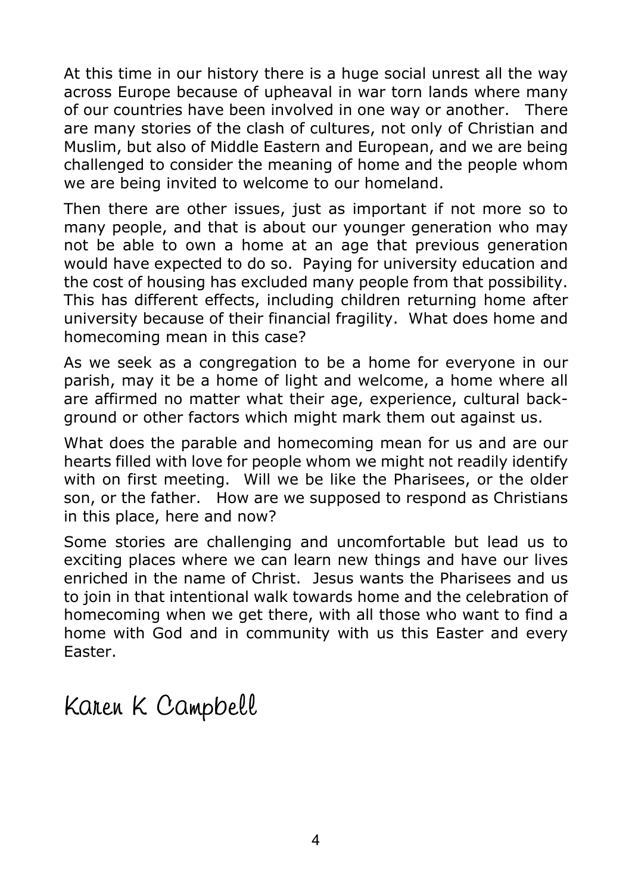At this time in our history there is a huge social unrest all the way across Europe because of upheaval in war torn lands where many of our countries have been involved in one way or another. There are many stories of the clash of cultures, not only of Christian and Muslim, but also of Middle Eastern and European, and we are being challenged to consider the meaning of home and the people whom we are being invited to welcome to our homeland.

Then there are other issues, just as important if not more so to many people, and that is about our younger generation who may not be able to own a home at an age that previous generation would have expected to do so. Paying for university education and the cost of housing has excluded many people from that possibility. This has different effects, including children returning home after university because of their financial fragility. What does home and homecoming mean in this case?

As we seek as a congregation to be a home for everyone in our parish, may it be a home of light and welcome, a home where all are affirmed no matter what their age, experience, cultural background or other factors which might mark them out against us.

What does the parable and homecoming mean for us and are our hearts filled with love for people whom we might not readily identify with on first meeting. Will we be like the Pharisees, or the older son, or the father. How are we supposed to respond as Christians in this place, here and now?

Some stories are challenging and uncomfortable but lead us to exciting places where we can learn new things and have our lives enriched in the name of Christ. Jesus wants the Pharisees and us to join in that intentional walk towards home and the celebration of homecoming when we get there, with all those who want to find a home with God and in community with us this Easter and every Easter.

Karen K Campbell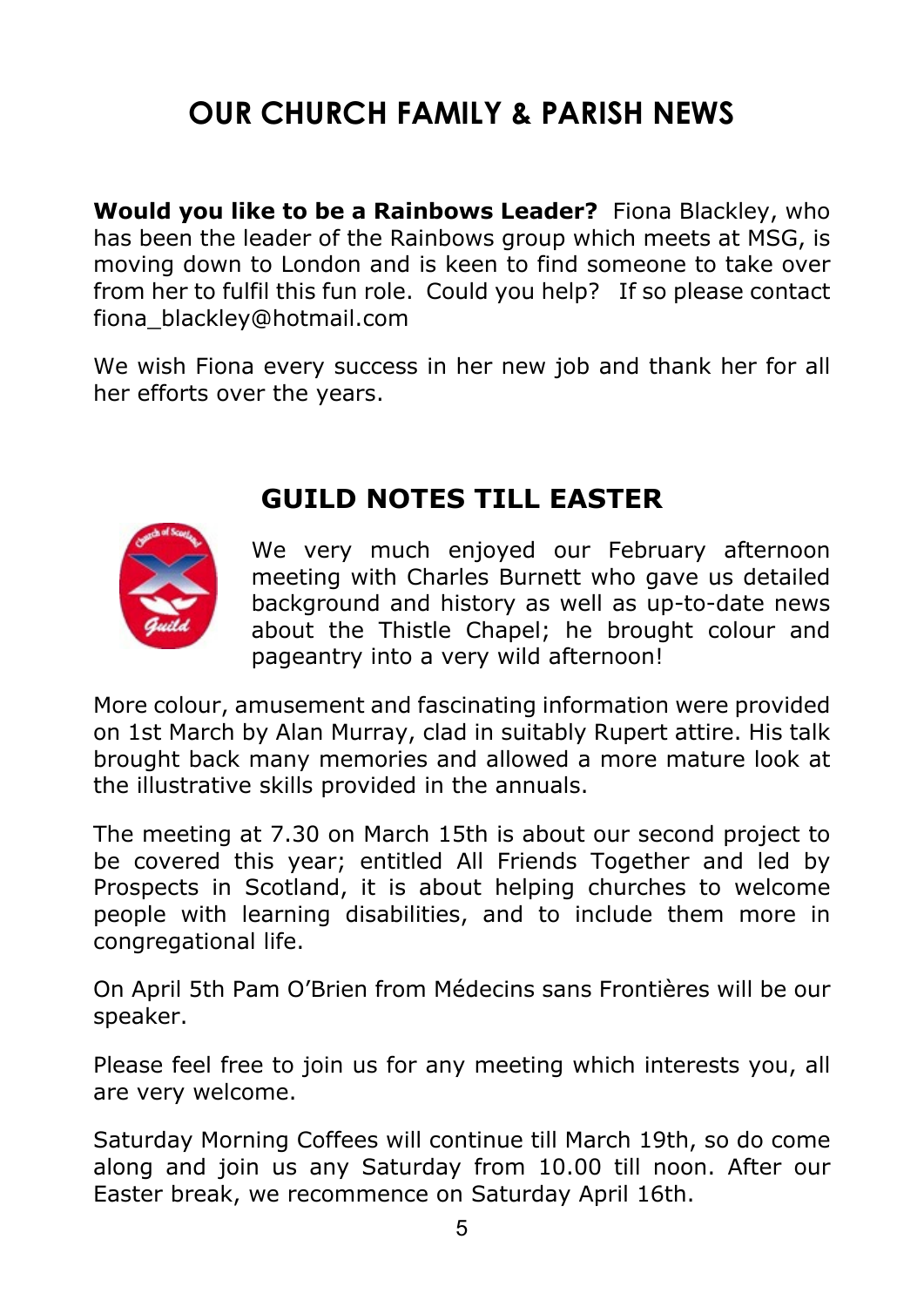# OUR CHURCH FAMILY & PARISH NEWS

**Would you like to be a Rainbows Leader?** Fiona Blackley, who has been the leader of the Rainbows group which meets at MSG, is moving down to London and is keen to find someone to take over from her to fulfil this fun role. Could you help? If so please contact fiona_blackley@hotmail.com

We wish Fiona every success in her new job and thank her for all her efforts over the years.

## GUILD NOTES TILL EASTER

We very much enjoyed our February afternoon meeting with Charles Burnett who gave us detailed background and history as well as up-to-date news about the Thistle Chapel; he brought colour and pageantry into a very wild afternoon!

More colour, amusement and fascinating information were provided on 1st March by Alan Murray, clad in suitably Rupert attire. His talk brought back many memories and allowed a more mature look at the illustrative skills provided in the annuals.

The meeting at 7.30 on March 15th is about our second project to be covered this year; entitled All Friends Together and led by Prospects in Scotland, it is about helping churches to welcome people with learning disabilities, and to include them more in congregational life.

On April 5th Pam O'Brien from Médecins sans Frontières will be our speaker.

Please feel free to join us for any meeting which interests you, all are very welcome.

Saturday Morning Coffees will continue till March 19th, so do come along and join us any Saturday from 10.00 till noon. After our Easter break, we recommence on Saturday April 16th.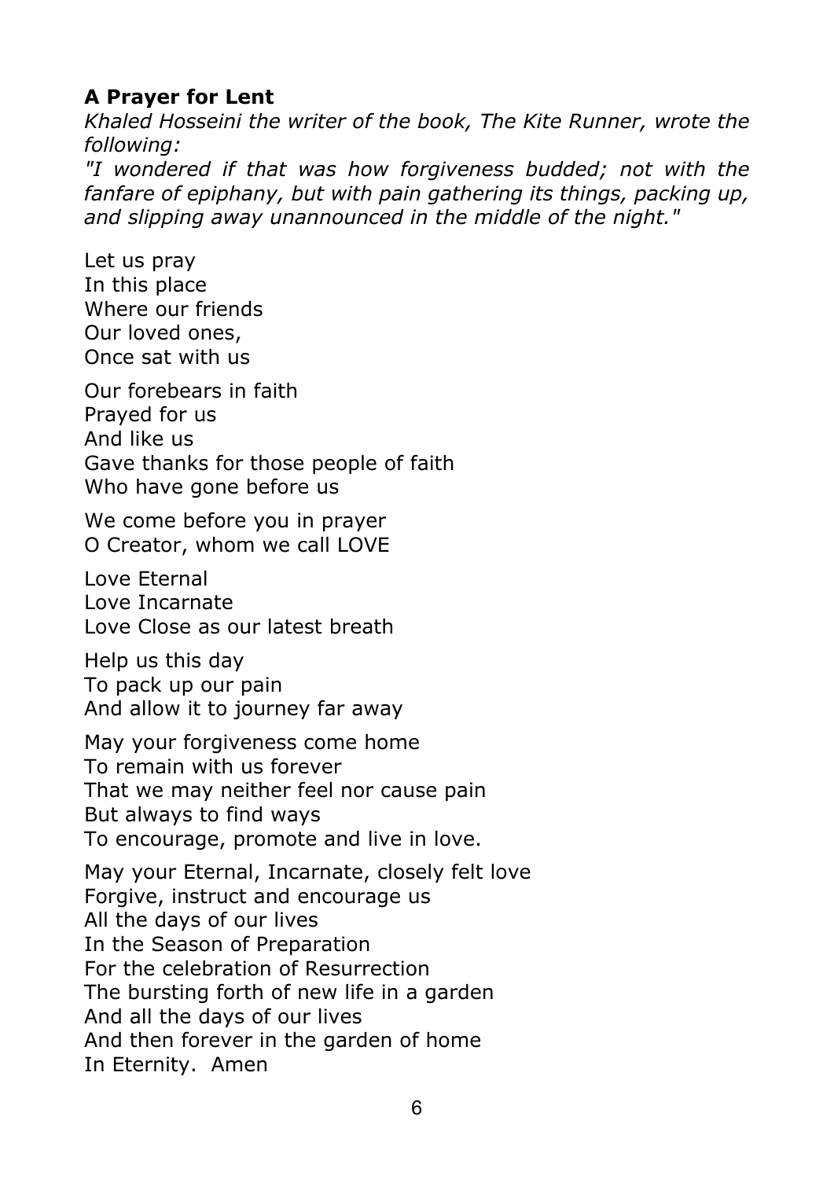**A Prayer for Lent**

*Khaled Hosseini the writer of the book, The Kite Runner, wrote the following:*

*"I wondered if that was how forgiveness budded; not with the fanfare of epiphany, but with pain gathering its things, packing up, and slipping away unannounced in the middle of the night."*

Let us pray
In this place
Where our friends
Our loved ones,
Once sat with us

Our forebears in faith
Prayed for us
And like us
Gave thanks for those people of faith
Who have gone before us

We come before you in prayer
O Creator, whom we call LOVE

Love Eternal
Love Incarnate
Love Close as our latest breath

Help us this day
To pack up our pain
And allow it to journey far away

May your forgiveness come home
To remain with us forever
That we may neither feel nor cause pain
But always to find ways
To encourage, promote and live in love.

May your Eternal, Incarnate, closely felt love
Forgive, instruct and encourage us
All the days of our lives
In the Season of Preparation
For the celebration of Resurrection
The bursting forth of new life in a garden
And all the days of our lives
And then forever in the garden of home
In Eternity. Amen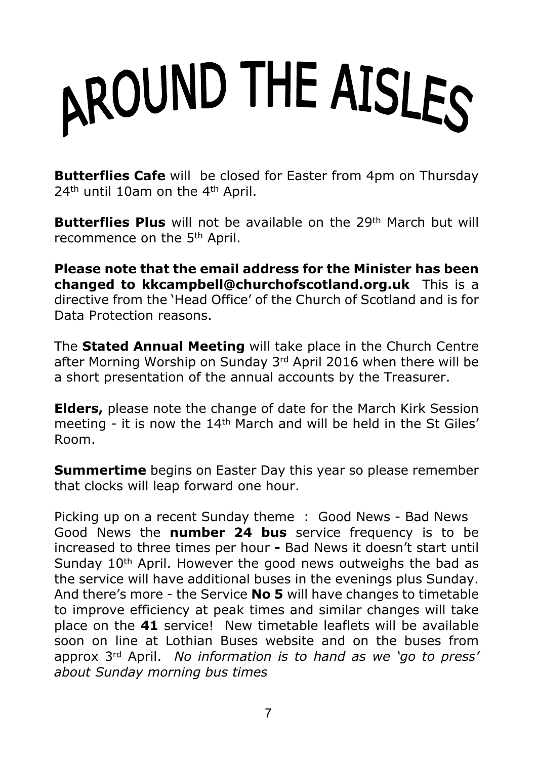# AROUND THE AISLES

**Butterflies Cafe** will  be closed for Easter from 4pm on Thursday 24th until 10am on the 4th April.

**Butterflies Plus** will not be available on the 29th March but will recommence on the 5th April.

**Please note that the email address for the Minister has been changed to kkcampbell@churchofscotland.org.uk** This is a directive from the 'Head Office' of the Church of Scotland and is for Data Protection reasons.

The **Stated Annual Meeting** will take place in the Church Centre after Morning Worship on Sunday 3rd April 2016 when there will be a short presentation of the annual accounts by the Treasurer.

**Elders,** please note the change of date for the March Kirk Session meeting - it is now the 14th March and will be held in the St Giles' Room.

**Summertime** begins on Easter Day this year so please remember that clocks will leap forward one hour.

Picking up on a recent Sunday theme : Good News - Bad News
Good News the **number 24 bus** service frequency is to be increased to three times per hour **-** Bad News it doesn't start until Sunday 10th April. However the good news outweighs the bad as the service will have additional buses in the evenings plus Sunday. And there's more - the Service **No 5** will have changes to timetable to improve efficiency at peak times and similar changes will take place on the **41** service! New timetable leaflets will be available soon on line at Lothian Buses website and on the buses from approx 3rd April. *No information is to hand as we 'go to press' about Sunday morning bus times*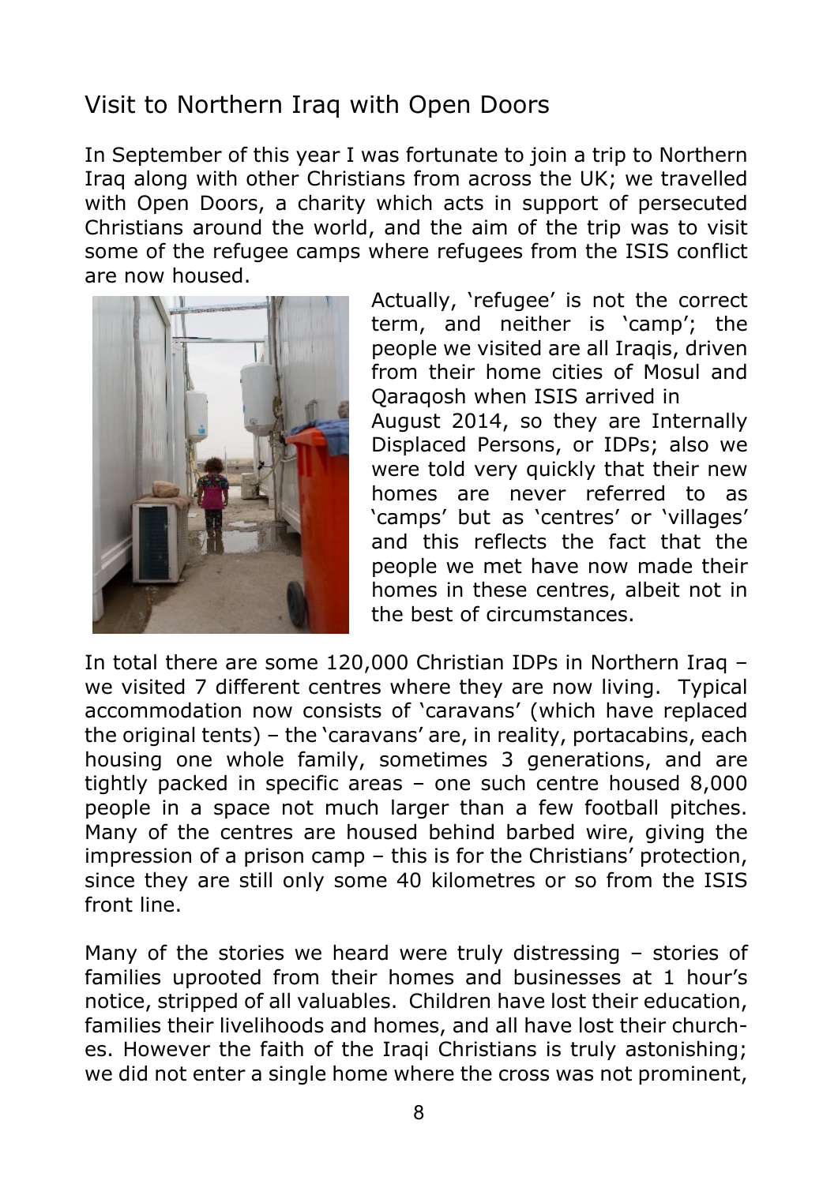## Visit to Northern Iraq with Open Doors

In September of this year I was fortunate to join a trip to Northern Iraq along with other Christians from across the UK; we travelled with Open Doors, a charity which acts in support of persecuted Christians around the world, and the aim of the trip was to visit some of the refugee camps where refugees from the ISIS conflict are now housed.

Actually, 'refugee' is not the correct term, and neither is 'camp'; the people we visited are all Iraqis, driven from their home cities of Mosul and Qaraqosh when ISIS arrived in August 2014, so they are Internally Displaced Persons, or IDPs; also we were told very quickly that their new homes are never referred to as 'camps' but as 'centres' or 'villages' and this reflects the fact that the people we met have now made their homes in these centres, albeit not in the best of circumstances.

In total there are some 120,000 Christian IDPs in Northern Iraq – we visited 7 different centres where they are now living. Typical accommodation now consists of 'caravans' (which have replaced the original tents) – the 'caravans' are, in reality, portacabins, each housing one whole family, sometimes 3 generations, and are tightly packed in specific areas – one such centre housed 8,000 people in a space not much larger than a few football pitches. Many of the centres are housed behind barbed wire, giving the impression of a prison camp – this is for the Christians' protection, since they are still only some 40 kilometres or so from the ISIS front line.

Many of the stories we heard were truly distressing – stories of families uprooted from their homes and businesses at 1 hour's notice, stripped of all valuables. Children have lost their education, families their livelihoods and homes, and all have lost their churches. However the faith of the Iraqi Christians is truly astonishing; we did not enter a single home where the cross was not prominent,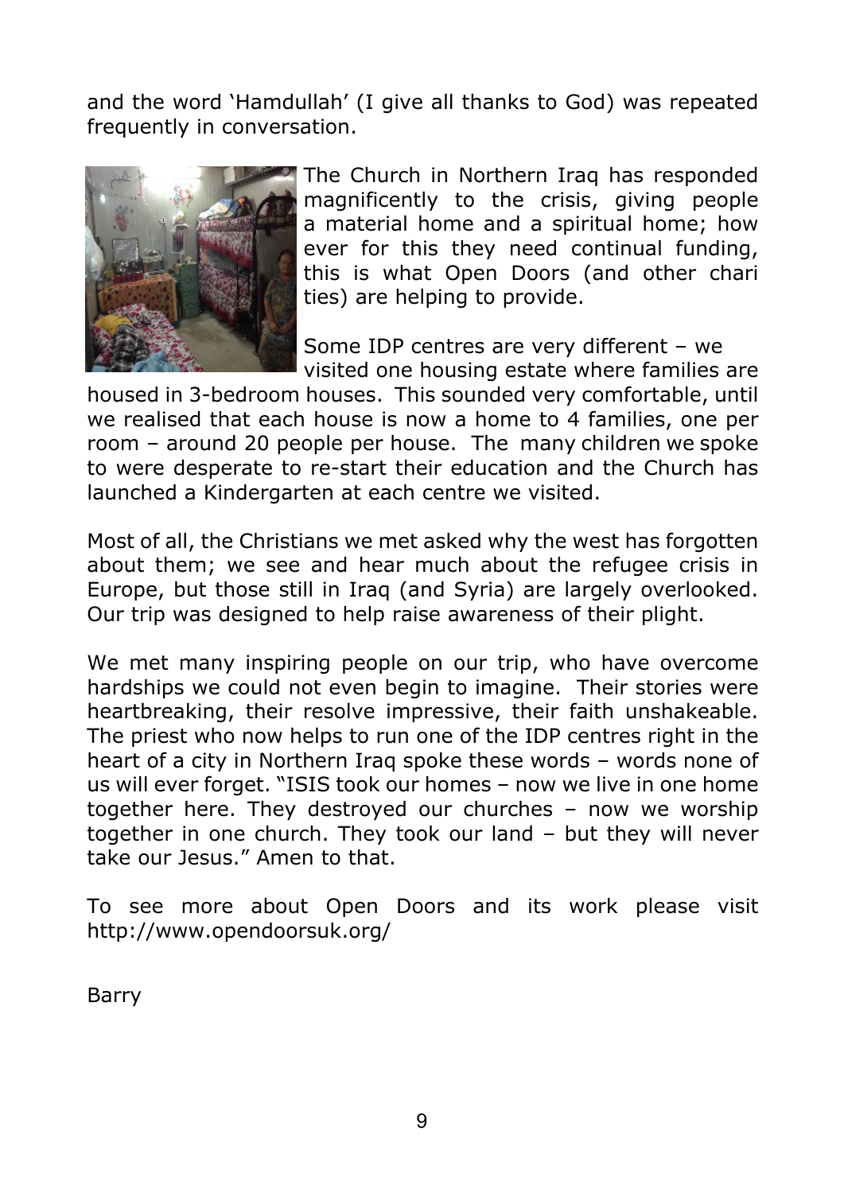and the word 'Hamdullah' (I give all thanks to God) was repeated frequently in conversation.

The Church in Northern Iraq has responded magnificently to the crisis, giving people a material home and a spiritual home; how ever for this they need continual funding, this is what Open Doors (and other chari ties) are helping to provide.

Some IDP centres are very different – we visited one housing estate where families are housed in 3-bedroom houses. This sounded very comfortable, until we realised that each house is now a home to 4 families, one per room – around 20 people per house. The many children we spoke to were desperate to re-start their education and the Church has launched a Kindergarten at each centre we visited.

Most of all, the Christians we met asked why the west has forgotten about them; we see and hear much about the refugee crisis in Europe, but those still in Iraq (and Syria) are largely overlooked. Our trip was designed to help raise awareness of their plight.

We met many inspiring people on our trip, who have overcome hardships we could not even begin to imagine. Their stories were heartbreaking, their resolve impressive, their faith unshakeable. The priest who now helps to run one of the IDP centres right in the heart of a city in Northern Iraq spoke these words – words none of us will ever forget. "ISIS took our homes – now we live in one home together here. They destroyed our churches – now we worship together in one church. They took our land – but they will never take our Jesus." Amen to that.

To see more about Open Doors and its work please visit http://www.opendoorsuk.org/

Barry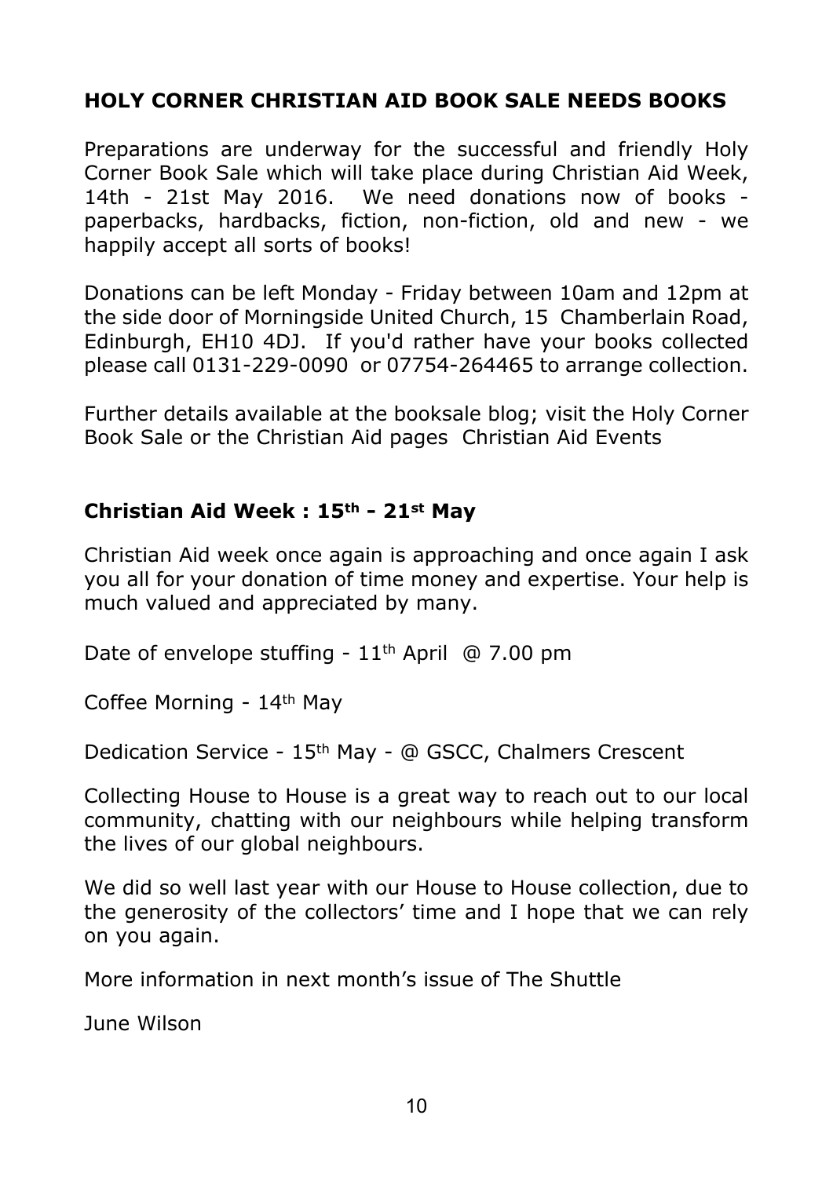## HOLY CORNER CHRISTIAN AID BOOK SALE NEEDS BOOKS

Preparations are underway for the successful and friendly Holy Corner Book Sale which will take place during Christian Aid Week, 14th - 21st May 2016. We need donations now of books - paperbacks, hardbacks, fiction, non-fiction, old and new - we happily accept all sorts of books!

Donations can be left Monday - Friday between 10am and 12pm at the side door of Morningside United Church, 15 Chamberlain Road, Edinburgh, EH10 4DJ. If you'd rather have your books collected please call 0131-229-0090 or 07754-264465 to arrange collection.

Further details available at the booksale blog; visit the Holy Corner Book Sale or the Christian Aid pages Christian Aid Events

## Christian Aid Week : 15th - 21st May

Christian Aid week once again is approaching and once again I ask you all for your donation of time money and expertise. Your help is much valued and appreciated by many.

Date of envelope stuffing - 11th April @ 7.00 pm

Coffee Morning - 14th May

Dedication Service - 15th May - @ GSCC, Chalmers Crescent

Collecting House to House is a great way to reach out to our local community, chatting with our neighbours while helping transform the lives of our global neighbours.

We did so well last year with our House to House collection, due to the generosity of the collectors' time and I hope that we can rely on you again.

More information in next month's issue of The Shuttle

June Wilson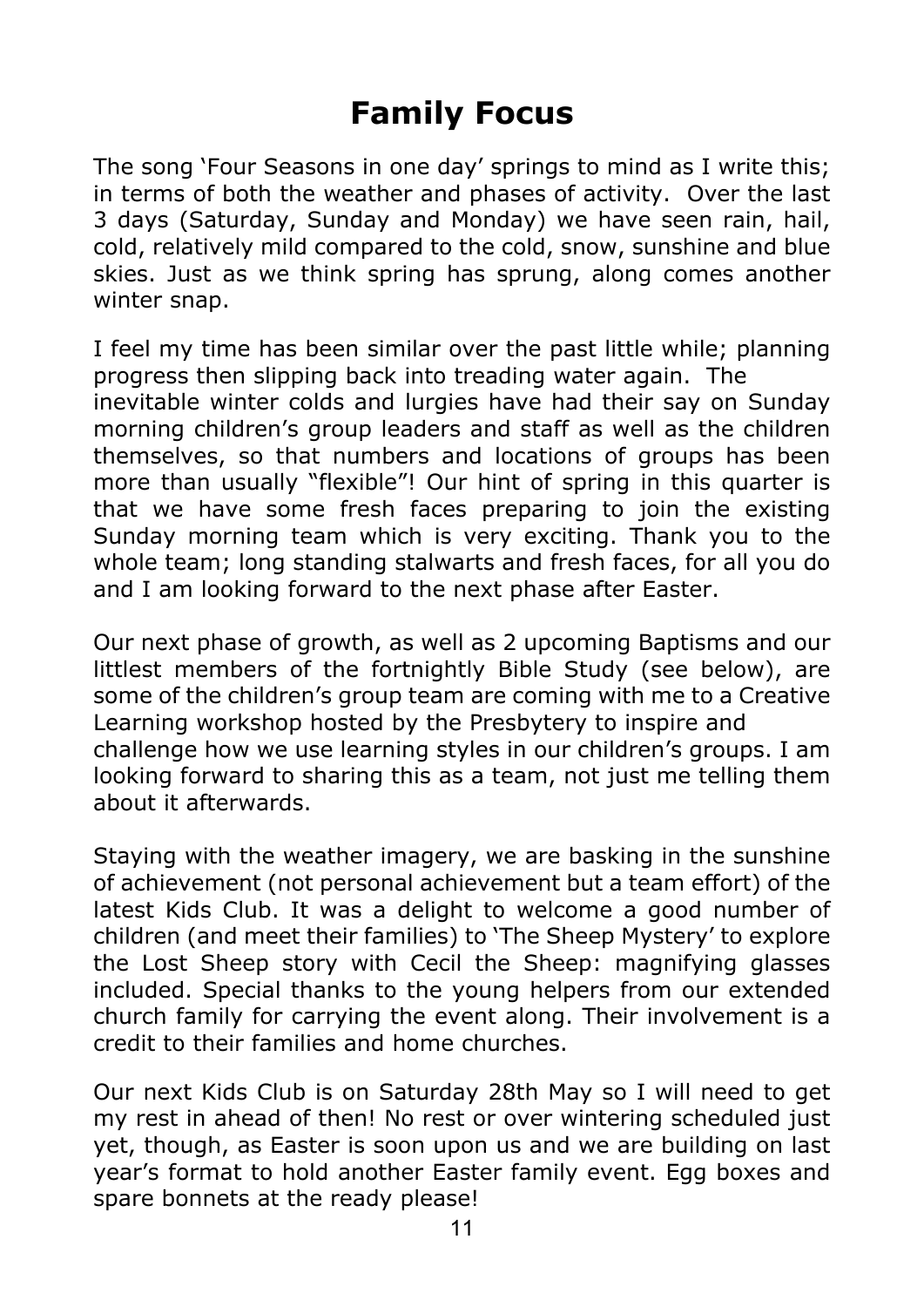# Family Focus

The song 'Four Seasons in one day' springs to mind as I write this; in terms of both the weather and phases of activity. Over the last 3 days (Saturday, Sunday and Monday) we have seen rain, hail, cold, relatively mild compared to the cold, snow, sunshine and blue skies. Just as we think spring has sprung, along comes another winter snap.

I feel my time has been similar over the past little while; planning progress then slipping back into treading water again. The inevitable winter colds and lurgies have had their say on Sunday morning children's group leaders and staff as well as the children themselves, so that numbers and locations of groups has been more than usually "flexible"! Our hint of spring in this quarter is that we have some fresh faces preparing to join the existing Sunday morning team which is very exciting. Thank you to the whole team; long standing stalwarts and fresh faces, for all you do and I am looking forward to the next phase after Easter.

Our next phase of growth, as well as 2 upcoming Baptisms and our littlest members of the fortnightly Bible Study (see below), are some of the children's group team are coming with me to a Creative Learning workshop hosted by the Presbytery to inspire and challenge how we use learning styles in our children's groups. I am looking forward to sharing this as a team, not just me telling them about it afterwards.

Staying with the weather imagery, we are basking in the sunshine of achievement (not personal achievement but a team effort) of the latest Kids Club. It was a delight to welcome a good number of children (and meet their families) to 'The Sheep Mystery' to explore the Lost Sheep story with Cecil the Sheep: magnifying glasses included. Special thanks to the young helpers from our extended church family for carrying the event along. Their involvement is a credit to their families and home churches.

Our next Kids Club is on Saturday 28th May so I will need to get my rest in ahead of then! No rest or over wintering scheduled just yet, though, as Easter is soon upon us and we are building on last year's format to hold another Easter family event. Egg boxes and spare bonnets at the ready please!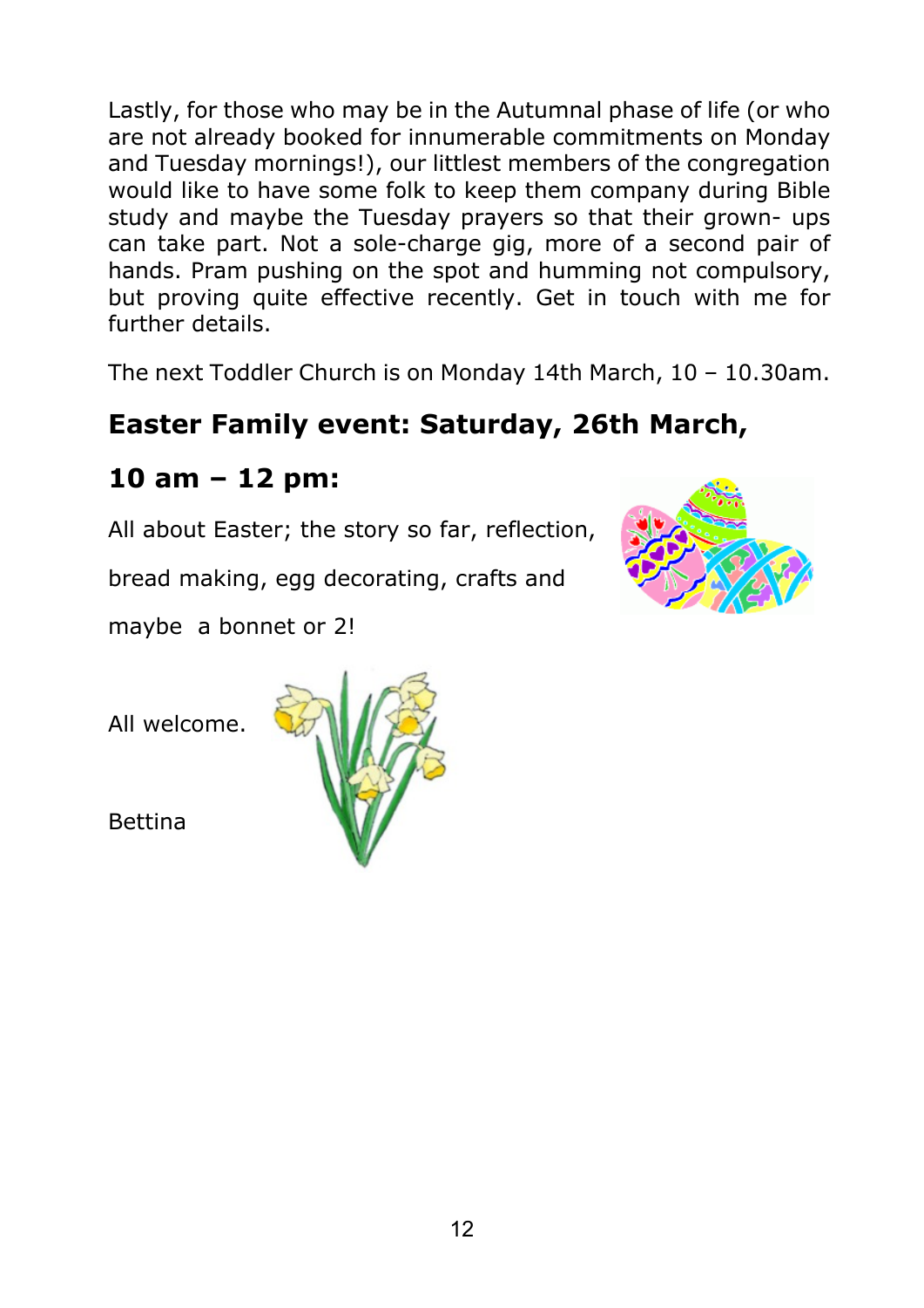Lastly, for those who may be in the Autumnal phase of life (or who are not already booked for innumerable commitments on Monday and Tuesday mornings!), our littlest members of the congregation would like to have some folk to keep them company during Bible study and maybe the Tuesday prayers so that their grown- ups can take part. Not a sole-charge gig, more of a second pair of hands. Pram pushing on the spot and humming not compulsory, but proving quite effective recently. Get in touch with me for further details.

The next Toddler Church is on Monday 14th March, 10 – 10.30am.

## Easter Family event: Saturday, 26th March, 10 am – 12 pm:

All about Easter; the story so far, reflection, bread making, egg decorating, crafts and maybe a bonnet or 2!

All welcome.

Bettina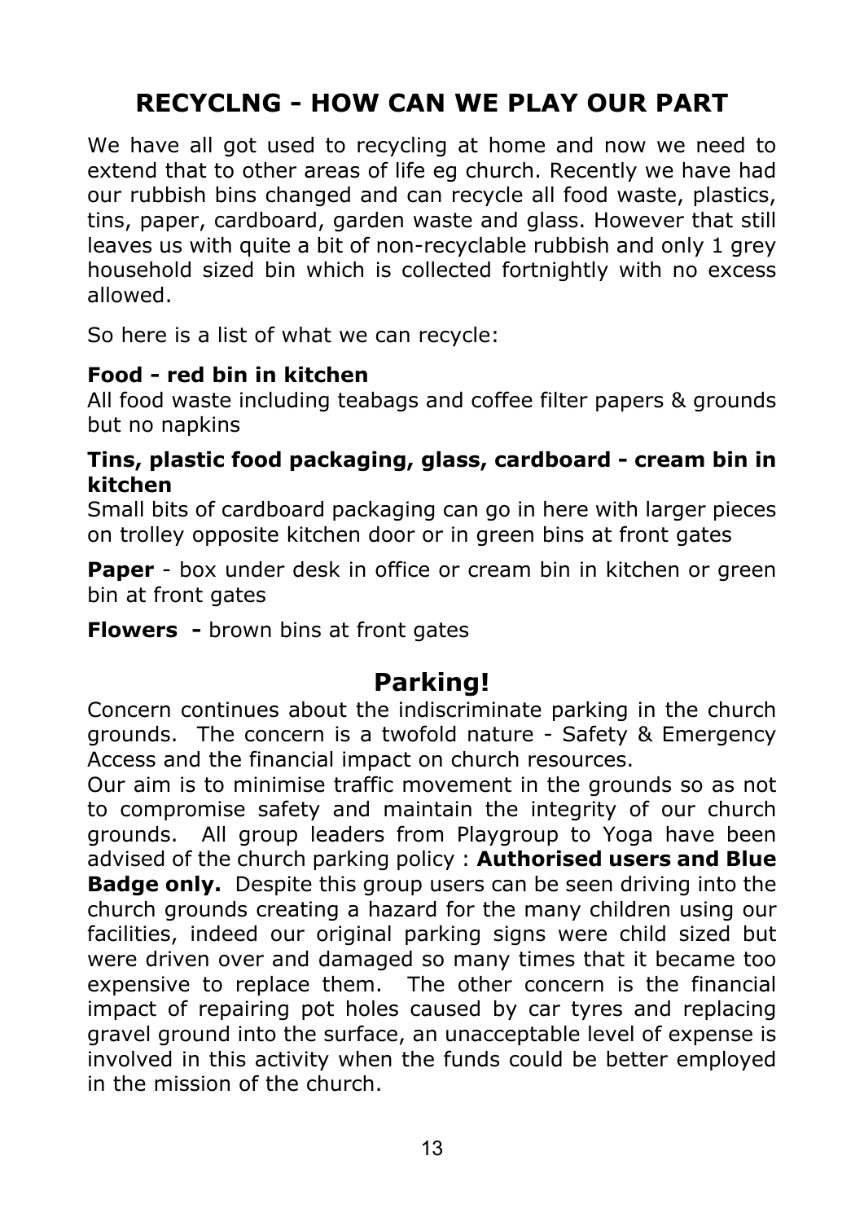## RECYCLNG - HOW CAN WE PLAY OUR PART

We have all got used to recycling at home and now we need to extend that to other areas of life eg church. Recently we have had our rubbish bins changed and can recycle all food waste, plastics, tins, paper, cardboard, garden waste and glass. However that still leaves us with quite a bit of non-recyclable rubbish and only 1 grey household sized bin which is collected fortnightly with no excess allowed.

So here is a list of what we can recycle:

**Food - red bin in kitchen**
All food waste including teabags and coffee filter papers & grounds but no napkins

**Tins, plastic food packaging, glass, cardboard - cream bin in kitchen**
Small bits of cardboard packaging can go in here with larger pieces on trolley opposite kitchen door or in green bins at front gates

**Paper** - box under desk in office or cream bin in kitchen or green bin at front gates

**Flowers -** brown bins at front gates

## Parking!

Concern continues about the indiscriminate parking in the church grounds. The concern is a twofold nature - Safety & Emergency Access and the financial impact on church resources.

Our aim is to minimise traffic movement in the grounds so as not to compromise safety and maintain the integrity of our church grounds. All group leaders from Playgroup to Yoga have been advised of the church parking policy : **Authorised users and Blue Badge only.** Despite this group users can be seen driving into the church grounds creating a hazard for the many children using our facilities, indeed our original parking signs were child sized but were driven over and damaged so many times that it became too expensive to replace them. The other concern is the financial impact of repairing pot holes caused by car tyres and replacing gravel ground into the surface, an unacceptable level of expense is involved in this activity when the funds could be better employed in the mission of the church.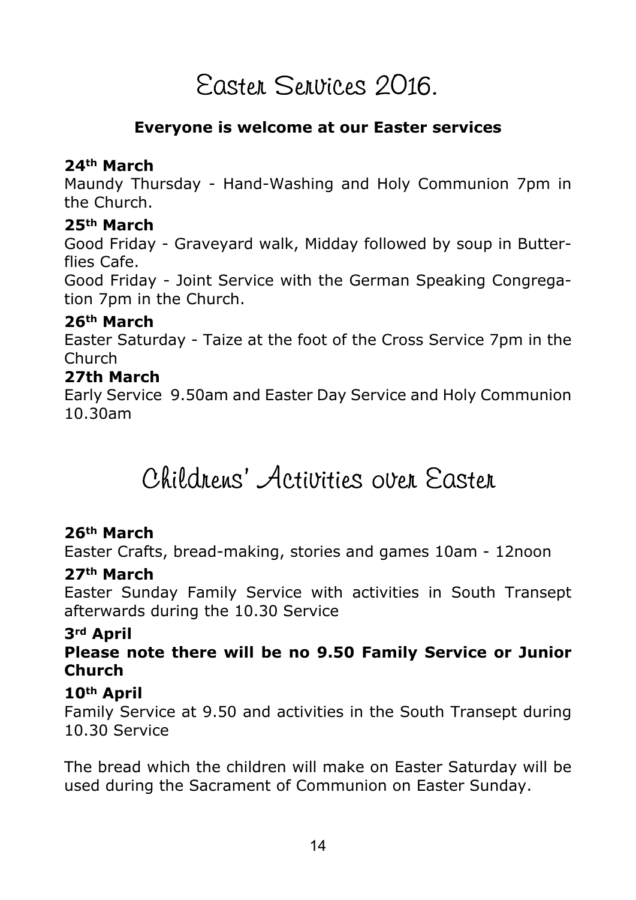# Easter Services 2016.

**Everyone is welcome at our Easter services**

**24th March**

Maundy Thursday - Hand-Washing and Holy Communion 7pm in the Church.

**25th March**

Good Friday - Graveyard walk, Midday followed by soup in Butterflies Cafe.

Good Friday - Joint Service with the German Speaking Congregation 7pm in the Church.

**26th March**

Easter Saturday - Taize at the foot of the Cross Service 7pm in the Church

**27th March**

Early Service 9.50am and Easter Day Service and Holy Communion 10.30am

# Childrens' Activities over Easter

**26th March**

Easter Crafts, bread-making, stories and games 10am - 12noon

**27th March**

Easter Sunday Family Service with activities in South Transept afterwards during the 10.30 Service

**3rd April**

**Please note there will be no 9.50 Family Service or Junior Church**

**10th April**

Family Service at 9.50 and activities in the South Transept during 10.30 Service

The bread which the children will make on Easter Saturday will be used during the Sacrament of Communion on Easter Sunday.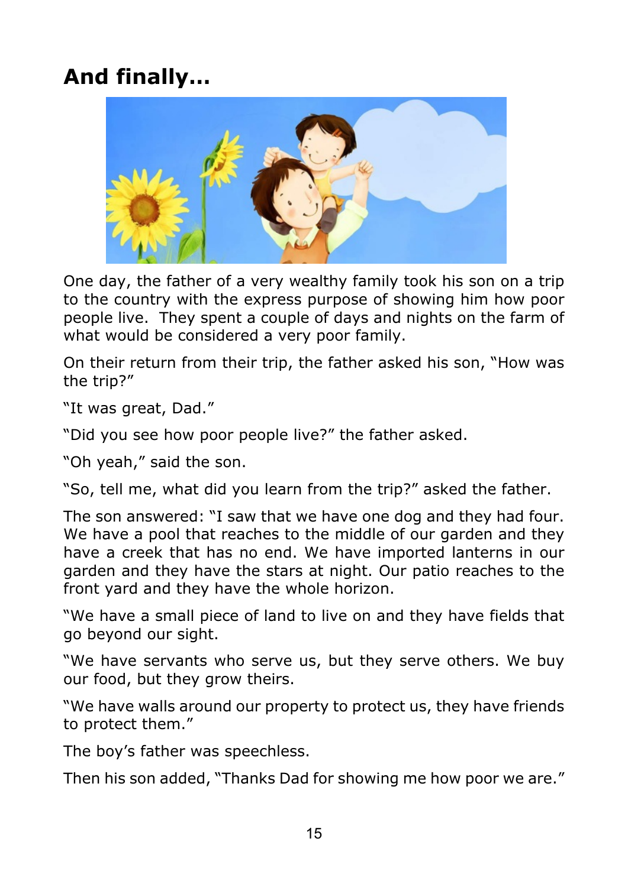## And finally...

One day, the father of a very wealthy family took his son on a trip to the country with the express purpose of showing him how poor people live. They spent a couple of days and nights on the farm of what would be considered a very poor family.

On their return from their trip, the father asked his son, "How was the trip?"

"It was great, Dad."

"Did you see how poor people live?" the father asked.

"Oh yeah," said the son.

"So, tell me, what did you learn from the trip?" asked the father.

The son answered: "I saw that we have one dog and they had four. We have a pool that reaches to the middle of our garden and they have a creek that has no end. We have imported lanterns in our garden and they have the stars at night. Our patio reaches to the front yard and they have the whole horizon.

"We have a small piece of land to live on and they have fields that go beyond our sight.

"We have servants who serve us, but they serve others. We buy our food, but they grow theirs.

"We have walls around our property to protect us, they have friends to protect them."

The boy's father was speechless.

Then his son added, "Thanks Dad for showing me how poor we are."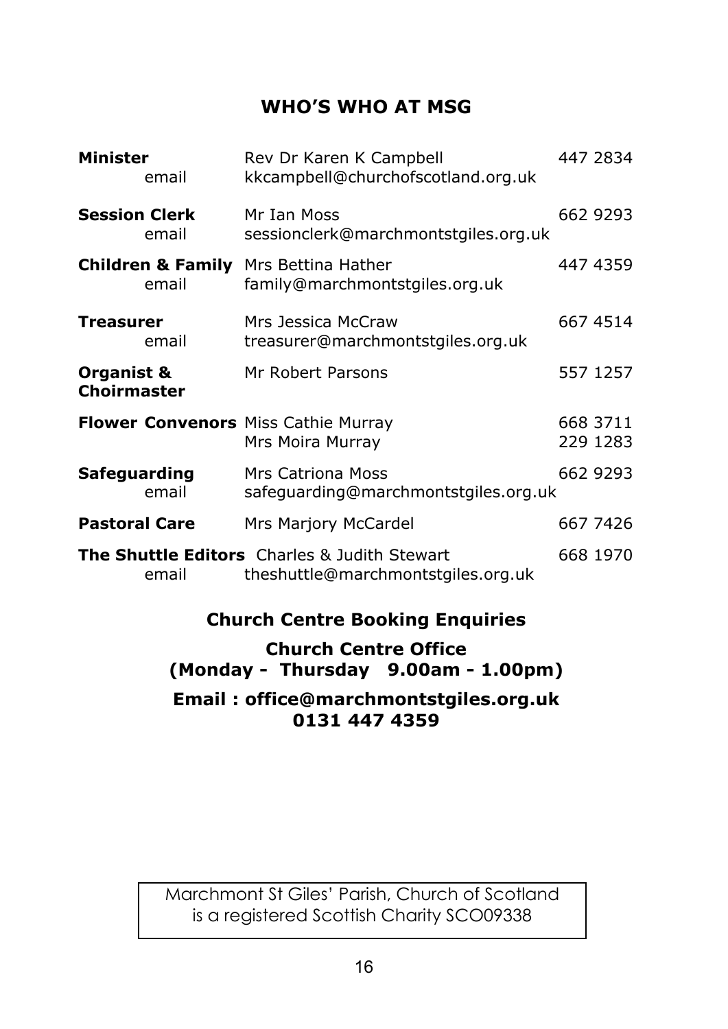## WHO'S WHO AT MSG

| | | |
|---|---|---|
| **Minister** | Rev Dr Karen K Campbell | 447 2834 |
| email | kkcampbell@churchofscotland.org.uk | |
| **Session Clerk** | Mr Ian Moss | 662 9293 |
| email | sessionclerk@marchmontstgiles.org.uk | |
| **Children & Family** | Mrs Bettina Hather | 447 4359 |
| email | family@marchmontstgiles.org.uk | |
| **Treasurer** | Mrs Jessica McCraw | 667 4514 |
| email | treasurer@marchmontstgiles.org.uk | |
| **Organist & Choirmaster** | Mr Robert Parsons | 557 1257 |
| **Flower Convenors** | Miss Cathie Murray | 668 3711 |
| | Mrs Moira Murray | 229 1283 |
| **Safeguarding** | Mrs Catriona Moss | 662 9293 |
| email | safeguarding@marchmontstgiles.org.uk | |
| **Pastoral Care** | Mrs Marjory McCardel | 667 7426 |
| **The Shuttle Editors** | Charles & Judith Stewart | 668 1970 |
| email | theshuttle@marchmontstgiles.org.uk | |

### Church Centre Booking Enquiries

**Church Centre Office**
**(Monday - Thursday 9.00am - 1.00pm)**

**Email : office@marchmontstgiles.org.uk**
**0131 447 4359**

Marchmont St Giles' Parish, Church of Scotland is a registered Scottish Charity SCO09338